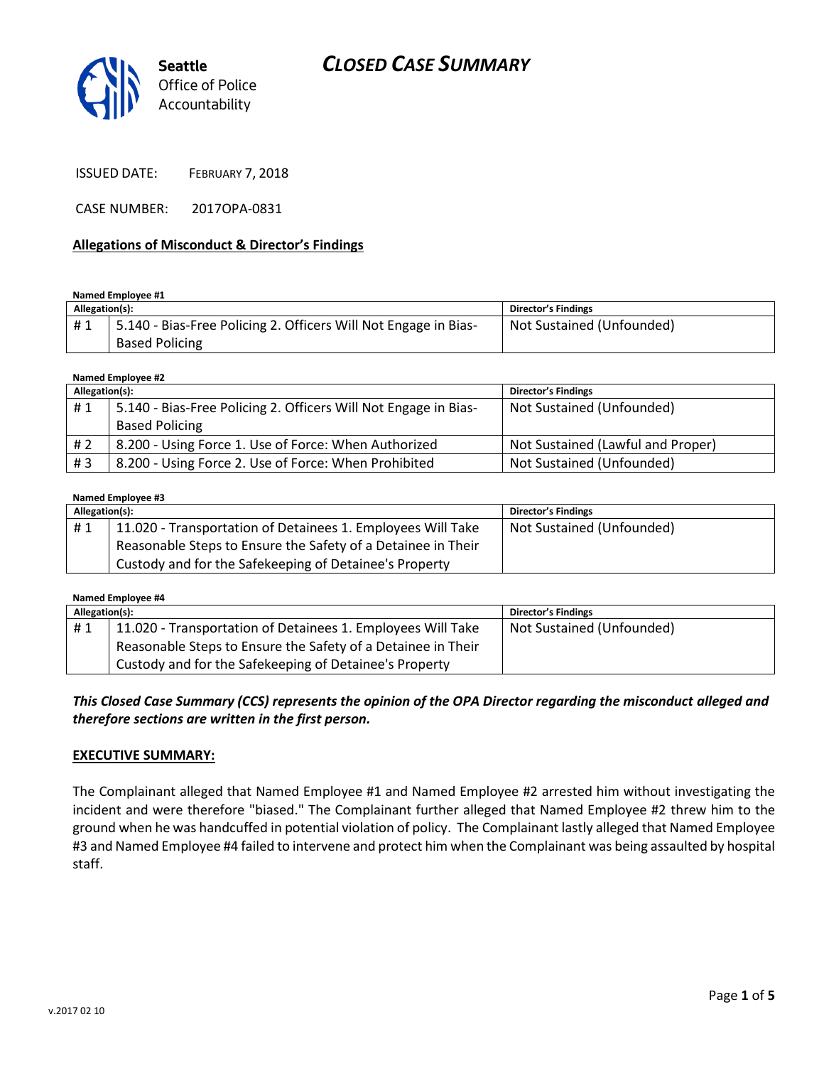Seattle Office of Police Accountability

# CLOSED CASE SUMMARY

ISSUED DATE: FEBRUARY 7, 2018

CASE NUMBER: 2017OPA-0831

**Allegations of Misconduct & Director's Findings**

**Named Employee #1**

| Allegation(s): | | Director's Findings |
|---|---|---|
| # 1 | 5.140 - Bias-Free Policing 2. Officers Will Not Engage in Bias-Based Policing | Not Sustained (Unfounded) |

**Named Employee #2**

| Allegation(s): | | Director's Findings |
|---|---|---|
| # 1 | 5.140 - Bias-Free Policing 2. Officers Will Not Engage in Bias-Based Policing | Not Sustained (Unfounded) |
| # 2 | 8.200 - Using Force 1. Use of Force: When Authorized | Not Sustained (Lawful and Proper) |
| # 3 | 8.200 - Using Force 2. Use of Force: When Prohibited | Not Sustained (Unfounded) |

**Named Employee #3**

| Allegation(s): | | Director's Findings |
|---|---|---|
| # 1 | 11.020 - Transportation of Detainees 1. Employees Will Take Reasonable Steps to Ensure the Safety of a Detainee in Their Custody and for the Safekeeping of Detainee's Property | Not Sustained (Unfounded) |

**Named Employee #4**

| Allegation(s): | | Director's Findings |
|---|---|---|
| # 1 | 11.020 - Transportation of Detainees 1. Employees Will Take Reasonable Steps to Ensure the Safety of a Detainee in Their Custody and for the Safekeeping of Detainee's Property | Not Sustained (Unfounded) |

***This Closed Case Summary (CCS) represents the opinion of the OPA Director regarding the misconduct alleged and therefore sections are written in the first person.***

**EXECUTIVE SUMMARY:**

The Complainant alleged that Named Employee #1 and Named Employee #2 arrested him without investigating the incident and were therefore "biased." The Complainant further alleged that Named Employee #2 threw him to the ground when he was handcuffed in potential violation of policy. The Complainant lastly alleged that Named Employee #3 and Named Employee #4 failed to intervene and protect him when the Complainant was being assaulted by hospital staff.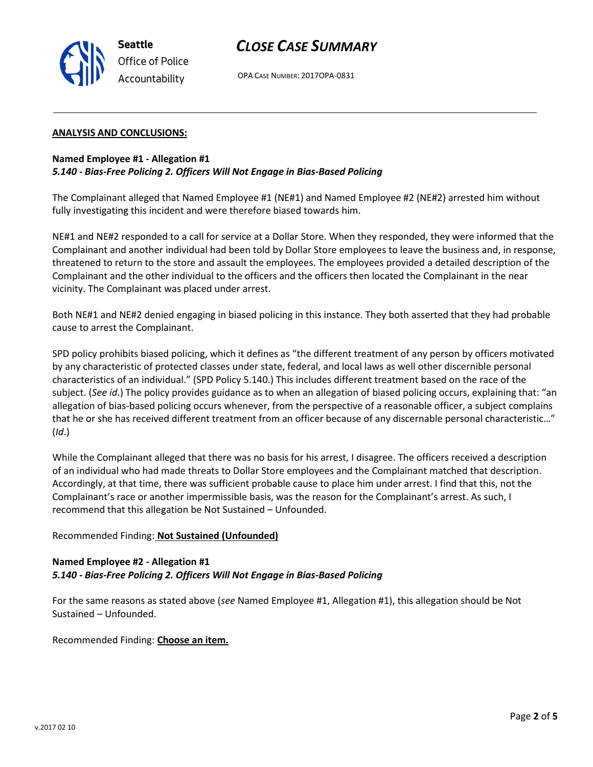**ANALYSIS AND CONCLUSIONS:**

**Named Employee #1 - Allegation #1**
***5.140 - Bias-Free Policing 2. Officers Will Not Engage in Bias-Based Policing***

The Complainant alleged that Named Employee #1 (NE#1) and Named Employee #2 (NE#2) arrested him without fully investigating this incident and were therefore biased towards him.

NE#1 and NE#2 responded to a call for service at a Dollar Store. When they responded, they were informed that the Complainant and another individual had been told by Dollar Store employees to leave the business and, in response, threatened to return to the store and assault the employees. The employees provided a detailed description of the Complainant and the other individual to the officers and the officers then located the Complainant in the near vicinity. The Complainant was placed under arrest.

Both NE#1 and NE#2 denied engaging in biased policing in this instance. They both asserted that they had probable cause to arrest the Complainant.

SPD policy prohibits biased policing, which it defines as "the different treatment of any person by officers motivated by any characteristic of protected classes under state, federal, and local laws as well other discernible personal characteristics of an individual." (SPD Policy 5.140.) This includes different treatment based on the race of the subject. (*See id*.) The policy provides guidance as to when an allegation of biased policing occurs, explaining that: "an allegation of bias-based policing occurs whenever, from the perspective of a reasonable officer, a subject complains that he or she has received different treatment from an officer because of any discernable personal characteristic…" (*Id*.)

While the Complainant alleged that there was no basis for his arrest, I disagree. The officers received a description of an individual who had made threats to Dollar Store employees and the Complainant matched that description. Accordingly, at that time, there was sufficient probable cause to place him under arrest. I find that this, not the Complainant's race or another impermissible basis, was the reason for the Complainant's arrest. As such, I recommend that this allegation be Not Sustained – Unfounded.

Recommended Finding: **Not Sustained (Unfounded)**

**Named Employee #2 - Allegation #1**
***5.140 - Bias-Free Policing 2. Officers Will Not Engage in Bias-Based Policing***

For the same reasons as stated above (*see* Named Employee #1, Allegation #1), this allegation should be Not Sustained – Unfounded.

Recommended Finding: **Choose an item.**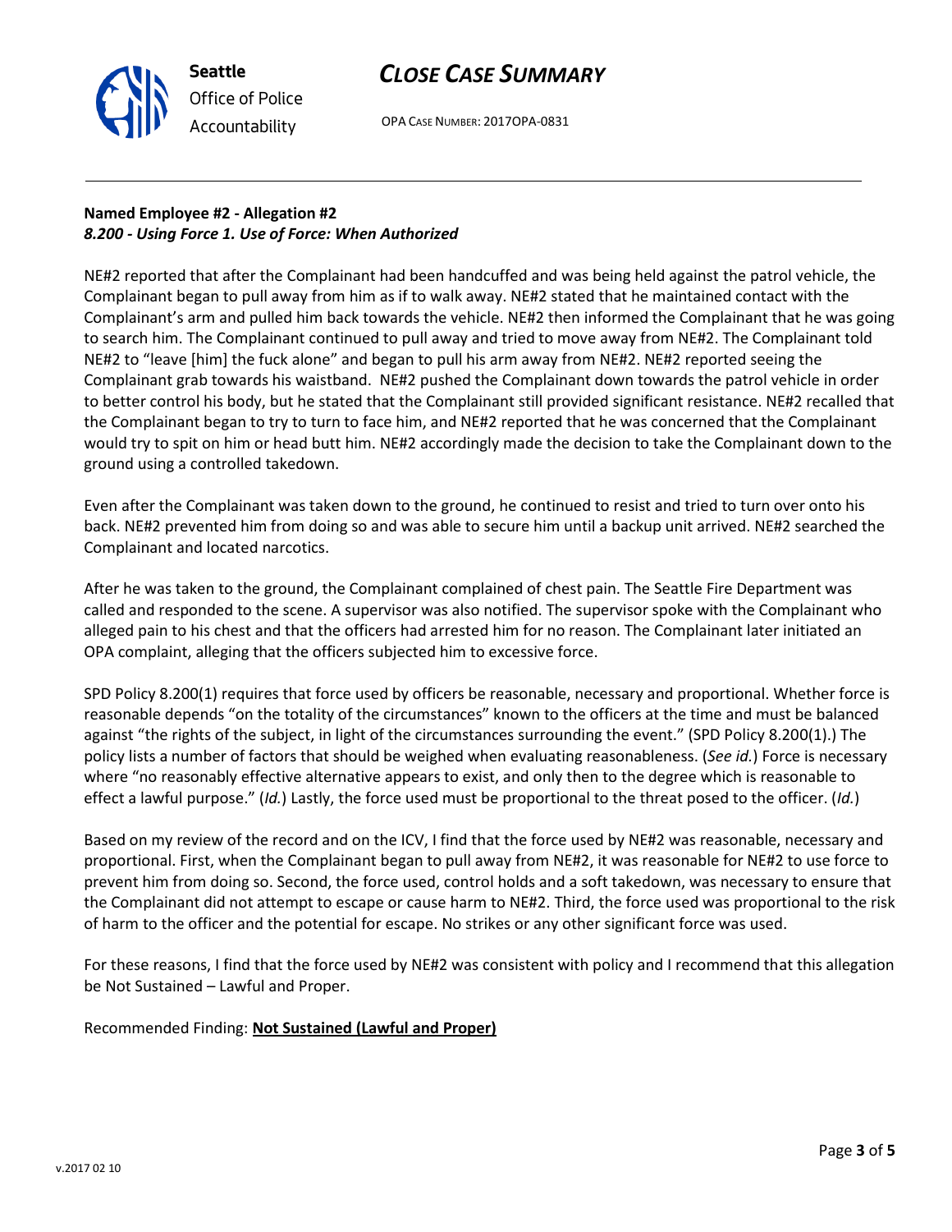**Named Employee #2 - Allegation #2**
***8.200 - Using Force 1. Use of Force: When Authorized***

NE#2 reported that after the Complainant had been handcuffed and was being held against the patrol vehicle, the Complainant began to pull away from him as if to walk away. NE#2 stated that he maintained contact with the Complainant's arm and pulled him back towards the vehicle. NE#2 then informed the Complainant that he was going to search him. The Complainant continued to pull away and tried to move away from NE#2. The Complainant told NE#2 to "leave [him] the fuck alone" and began to pull his arm away from NE#2. NE#2 reported seeing the Complainant grab towards his waistband. NE#2 pushed the Complainant down towards the patrol vehicle in order to better control his body, but he stated that the Complainant still provided significant resistance. NE#2 recalled that the Complainant began to try to turn to face him, and NE#2 reported that he was concerned that the Complainant would try to spit on him or head butt him. NE#2 accordingly made the decision to take the Complainant down to the ground using a controlled takedown.

Even after the Complainant was taken down to the ground, he continued to resist and tried to turn over onto his back. NE#2 prevented him from doing so and was able to secure him until a backup unit arrived. NE#2 searched the Complainant and located narcotics.

After he was taken to the ground, the Complainant complained of chest pain. The Seattle Fire Department was called and responded to the scene. A supervisor was also notified. The supervisor spoke with the Complainant who alleged pain to his chest and that the officers had arrested him for no reason. The Complainant later initiated an OPA complaint, alleging that the officers subjected him to excessive force.

SPD Policy 8.200(1) requires that force used by officers be reasonable, necessary and proportional. Whether force is reasonable depends "on the totality of the circumstances" known to the officers at the time and must be balanced against "the rights of the subject, in light of the circumstances surrounding the event." (SPD Policy 8.200(1).) The policy lists a number of factors that should be weighed when evaluating reasonableness. (*See id.*) Force is necessary where "no reasonably effective alternative appears to exist, and only then to the degree which is reasonable to effect a lawful purpose." (*Id.*) Lastly, the force used must be proportional to the threat posed to the officer. (*Id.*)

Based on my review of the record and on the ICV, I find that the force used by NE#2 was reasonable, necessary and proportional. First, when the Complainant began to pull away from NE#2, it was reasonable for NE#2 to use force to prevent him from doing so. Second, the force used, control holds and a soft takedown, was necessary to ensure that the Complainant did not attempt to escape or cause harm to NE#2. Third, the force used was proportional to the risk of harm to the officer and the potential for escape. No strikes or any other significant force was used.

For these reasons, I find that the force used by NE#2 was consistent with policy and I recommend that this allegation be Not Sustained – Lawful and Proper.

Recommended Finding: **Not Sustained (Lawful and Proper)**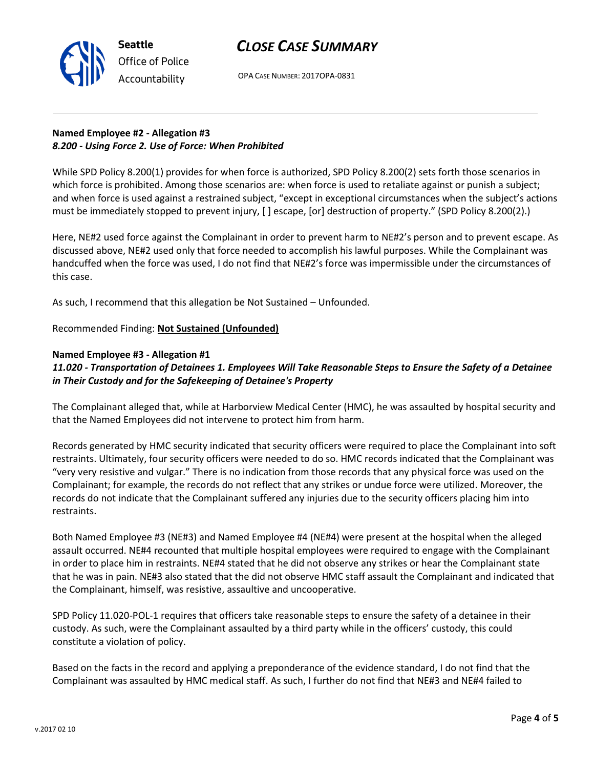**Named Employee #2 - Allegation #3**
*8.200 - Using Force 2. Use of Force: When Prohibited*

While SPD Policy 8.200(1) provides for when force is authorized, SPD Policy 8.200(2) sets forth those scenarios in which force is prohibited. Among those scenarios are: when force is used to retaliate against or punish a subject; and when force is used against a restrained subject, "except in exceptional circumstances when the subject's actions must be immediately stopped to prevent injury, [ ] escape, [or] destruction of property." (SPD Policy 8.200(2).)

Here, NE#2 used force against the Complainant in order to prevent harm to NE#2's person and to prevent escape. As discussed above, NE#2 used only that force needed to accomplish his lawful purposes. While the Complainant was handcuffed when the force was used, I do not find that NE#2's force was impermissible under the circumstances of this case.

As such, I recommend that this allegation be Not Sustained – Unfounded.

Recommended Finding: **Not Sustained (Unfounded)**

**Named Employee #3 - Allegation #1**
*11.020 - Transportation of Detainees 1. Employees Will Take Reasonable Steps to Ensure the Safety of a Detainee in Their Custody and for the Safekeeping of Detainee's Property*

The Complainant alleged that, while at Harborview Medical Center (HMC), he was assaulted by hospital security and that the Named Employees did not intervene to protect him from harm.

Records generated by HMC security indicated that security officers were required to place the Complainant into soft restraints. Ultimately, four security officers were needed to do so. HMC records indicated that the Complainant was "very very resistive and vulgar." There is no indication from those records that any physical force was used on the Complainant; for example, the records do not reflect that any strikes or undue force were utilized. Moreover, the records do not indicate that the Complainant suffered any injuries due to the security officers placing him into restraints.

Both Named Employee #3 (NE#3) and Named Employee #4 (NE#4) were present at the hospital when the alleged assault occurred. NE#4 recounted that multiple hospital employees were required to engage with the Complainant in order to place him in restraints. NE#4 stated that he did not observe any strikes or hear the Complainant state that he was in pain. NE#3 also stated that the did not observe HMC staff assault the Complainant and indicated that the Complainant, himself, was resistive, assaultive and uncooperative.

SPD Policy 11.020-POL-1 requires that officers take reasonable steps to ensure the safety of a detainee in their custody. As such, were the Complainant assaulted by a third party while in the officers' custody, this could constitute a violation of policy.

Based on the facts in the record and applying a preponderance of the evidence standard, I do not find that the Complainant was assaulted by HMC medical staff. As such, I further do not find that NE#3 and NE#4 failed to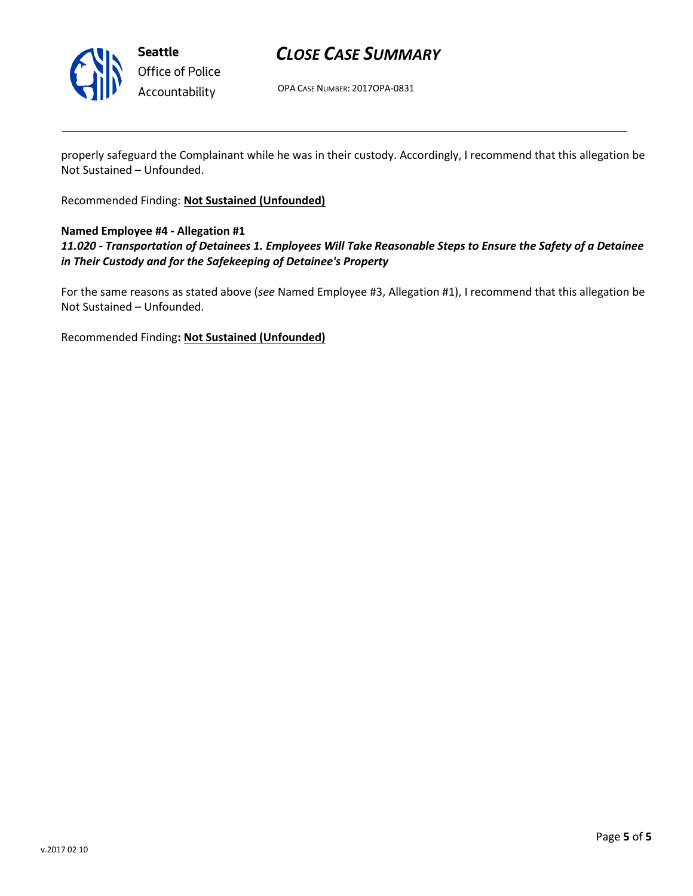properly safeguard the Complainant while he was in their custody. Accordingly, I recommend that this allegation be Not Sustained – Unfounded.

Recommended Finding: **Not Sustained (Unfounded)**

**Named Employee #4 - Allegation #1**
***11.020 - Transportation of Detainees 1. Employees Will Take Reasonable Steps to Ensure the Safety of a Detainee in Their Custody and for the Safekeeping of Detainee's Property***

For the same reasons as stated above (*see* Named Employee #3, Allegation #1), I recommend that this allegation be Not Sustained – Unfounded.

Recommended Finding**: Not Sustained (Unfounded)**